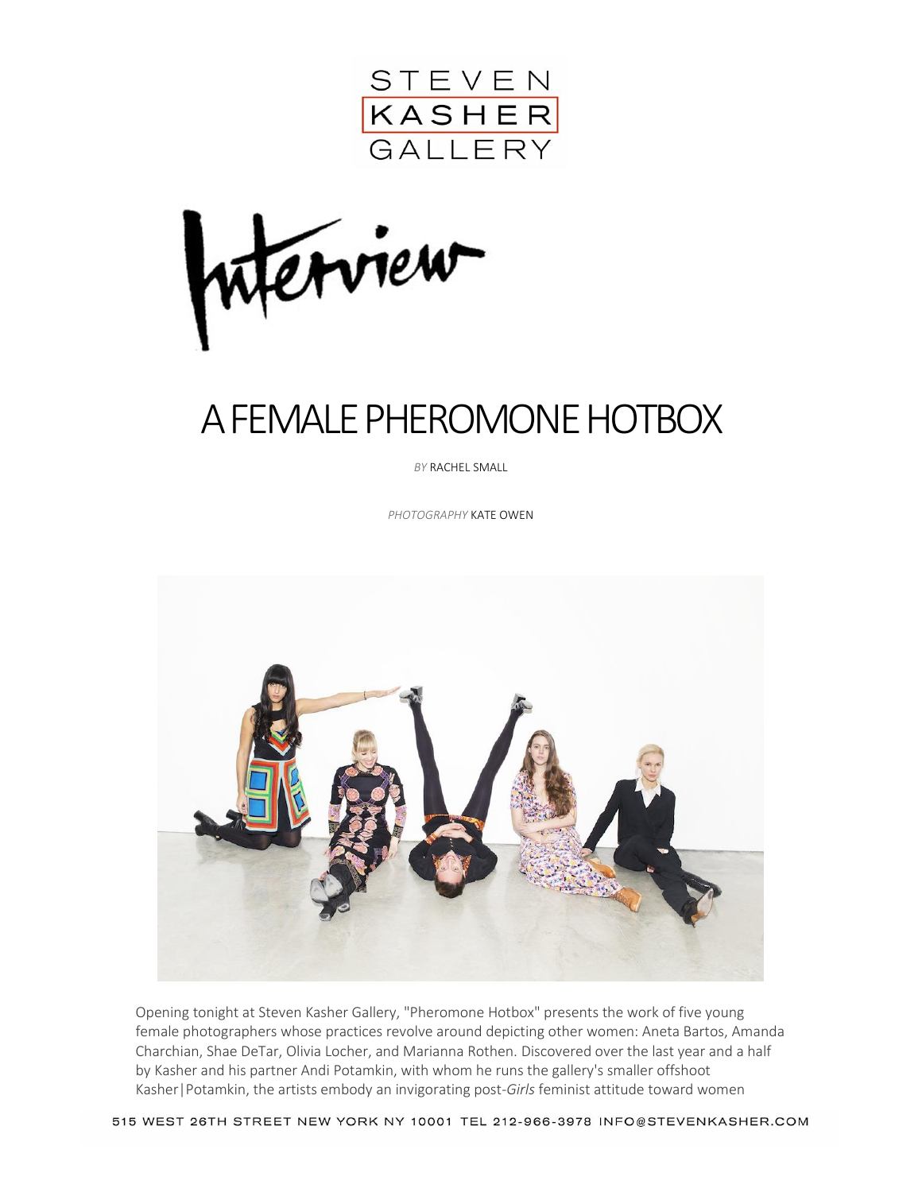# A FEMALE PHEROMONE HOTBOX

*BY* RACHEL SMALL

*PHOTOGRAPHY* KATE OWEN

Opening tonight at Steven Kasher Gallery, "Pheromone Hotbox" presents the work of five young female photographers whose practices revolve around depicting other women: Aneta Bartos, Amanda Charchian, Shae DeTar, Olivia Locher, and Marianna Rothen. Discovered over the last year and a half by Kasher and his partner Andi Potamkin, with whom he runs the gallery's smaller offshoot Kasher|Potamkin, the artists embody an invigorating post-*Girls* feminist attitude toward women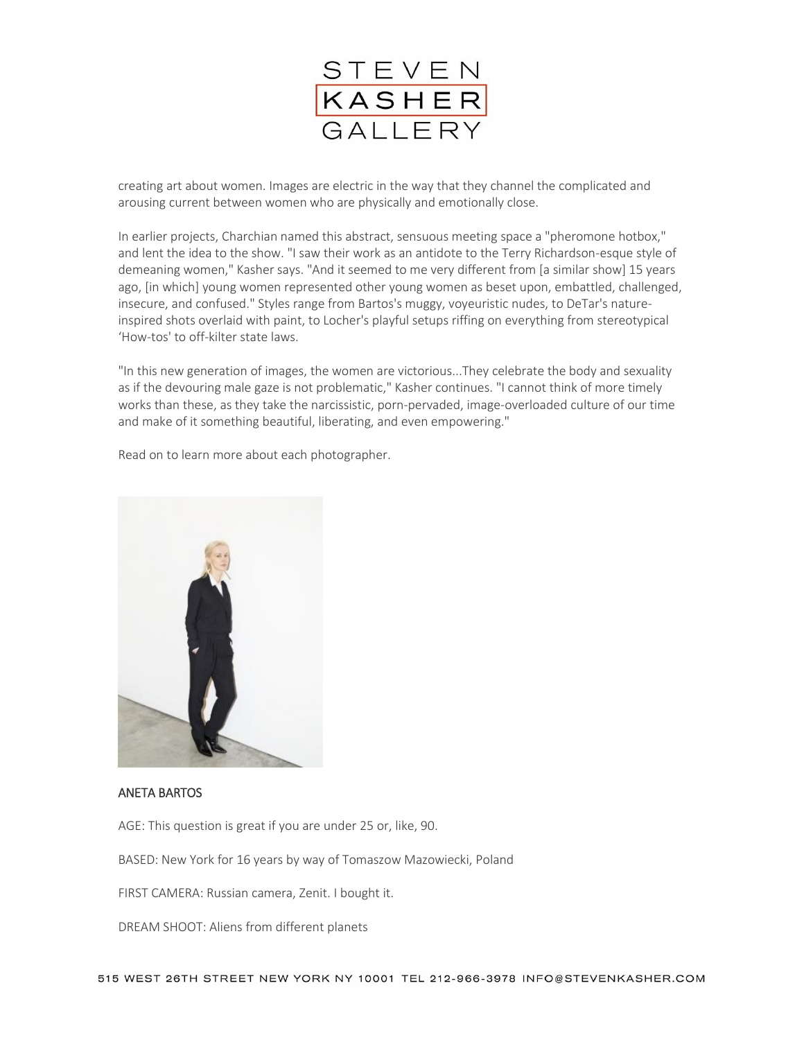creating art about women. Images are electric in the way that they channel the complicated and arousing current between women who are physically and emotionally close.

In earlier projects, Charchian named this abstract, sensuous meeting space a "pheromone hotbox," and lent the idea to the show. "I saw their work as an antidote to the Terry Richardson-esque style of demeaning women," Kasher says. "And it seemed to me very different from [a similar show] 15 years ago, [in which] young women represented other young women as beset upon, embattled, challenged, insecure, and confused." Styles range from Bartos's muggy, voyeuristic nudes, to DeTar's nature-inspired shots overlaid with paint, to Locher's playful setups riffing on everything from stereotypical 'How-tos' to off-kilter state laws.

"In this new generation of images, the women are victorious...They celebrate the body and sexuality as if the devouring male gaze is not problematic," Kasher continues. "I cannot think of more timely works than these, as they take the narcissistic, porn-pervaded, image-overloaded culture of our time and make of it something beautiful, liberating, and even empowering."

Read on to learn more about each photographer.

ANETA BARTOS

AGE: This question is great if you are under 25 or, like, 90.

BASED: New York for 16 years by way of Tomaszow Mazowiecki, Poland

FIRST CAMERA: Russian camera, Zenit. I bought it.

DREAM SHOOT: Aliens from different planets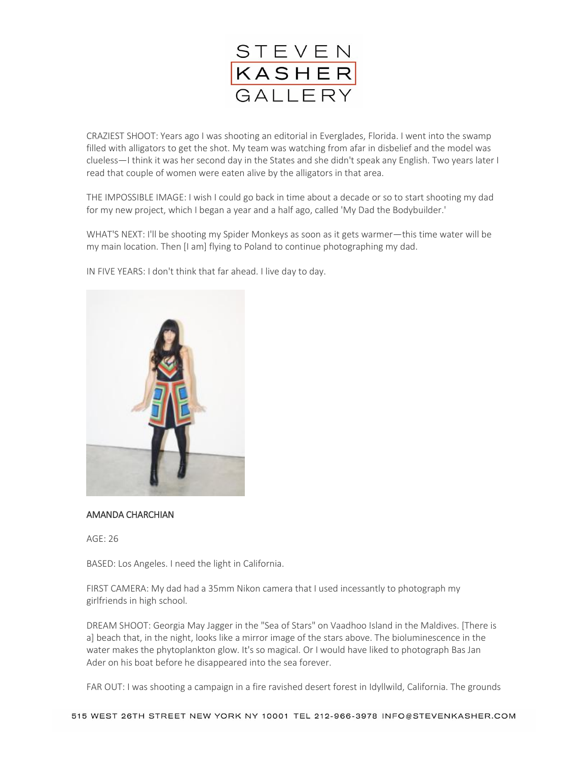CRAZIEST SHOOT: Years ago I was shooting an editorial in Everglades, Florida. I went into the swamp filled with alligators to get the shot. My team was watching from afar in disbelief and the model was clueless—I think it was her second day in the States and she didn't speak any English. Two years later I read that couple of women were eaten alive by the alligators in that area.

THE IMPOSSIBLE IMAGE: I wish I could go back in time about a decade or so to start shooting my dad for my new project, which I began a year and a half ago, called 'My Dad the Bodybuilder.'

WHAT'S NEXT: I'll be shooting my Spider Monkeys as soon as it gets warmer—this time water will be my main location. Then [I am] flying to Poland to continue photographing my dad.

IN FIVE YEARS: I don't think that far ahead. I live day to day.

**AMANDA CHARCHIAN**

AGE: 26

BASED: Los Angeles. I need the light in California.

FIRST CAMERA: My dad had a 35mm Nikon camera that I used incessantly to photograph my girlfriends in high school.

DREAM SHOOT: Georgia May Jagger in the "Sea of Stars" on Vaadhoo Island in the Maldives. [There is a] beach that, in the night, looks like a mirror image of the stars above. The bioluminescence in the water makes the phytoplankton glow. It's so magical. Or I would have liked to photograph Bas Jan Ader on his boat before he disappeared into the sea forever.

FAR OUT: I was shooting a campaign in a fire ravished desert forest in Idyllwild, California. The grounds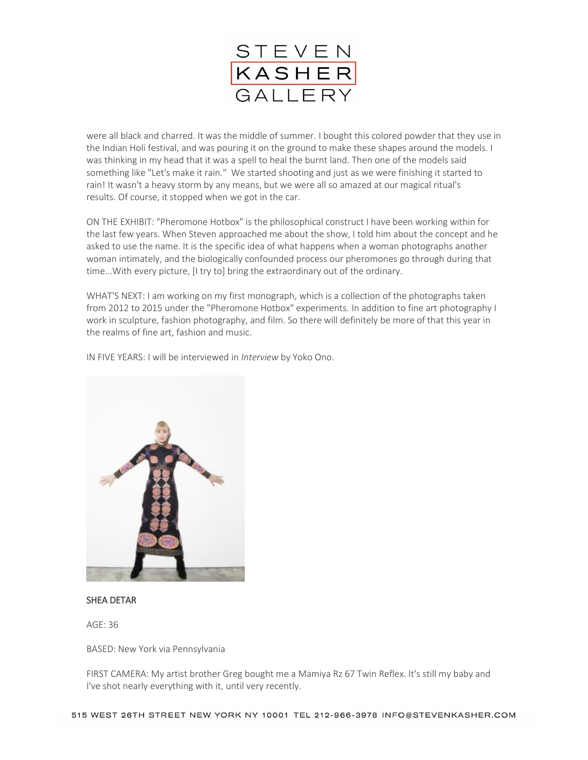were all black and charred. It was the middle of summer. I bought this colored powder that they use in the Indian Holi festival, and was pouring it on the ground to make these shapes around the models. I was thinking in my head that it was a spell to heal the burnt land. Then one of the models said something like "Let's make it rain." We started shooting and just as we were finishing it started to rain! It wasn't a heavy storm by any means, but we were all so amazed at our magical ritual's results. Of course, it stopped when we got in the car.

ON THE EXHIBIT: "Pheromone Hotbox" is the philosophical construct I have been working within for the last few years. When Steven approached me about the show, I told him about the concept and he asked to use the name. It is the specific idea of what happens when a woman photographs another woman intimately, and the biologically confounded process our pheromones go through during that time...With every picture, [I try to] bring the extraordinary out of the ordinary.

WHAT'S NEXT: I am working on my first monograph, which is a collection of the photographs taken from 2012 to 2015 under the "Pheromone Hotbox" experiments. In addition to fine art photography I work in sculpture, fashion photography, and film. So there will definitely be more of that this year in the realms of fine art, fashion and music.

IN FIVE YEARS: I will be interviewed in *Interview* by Yoko Ono.

**SHEA DETAR**

AGE: 36

BASED: New York via Pennsylvania

FIRST CAMERA: My artist brother Greg bought me a Mamiya Rz 67 Twin Reflex. It's still my baby and I've shot nearly everything with it, until very recently.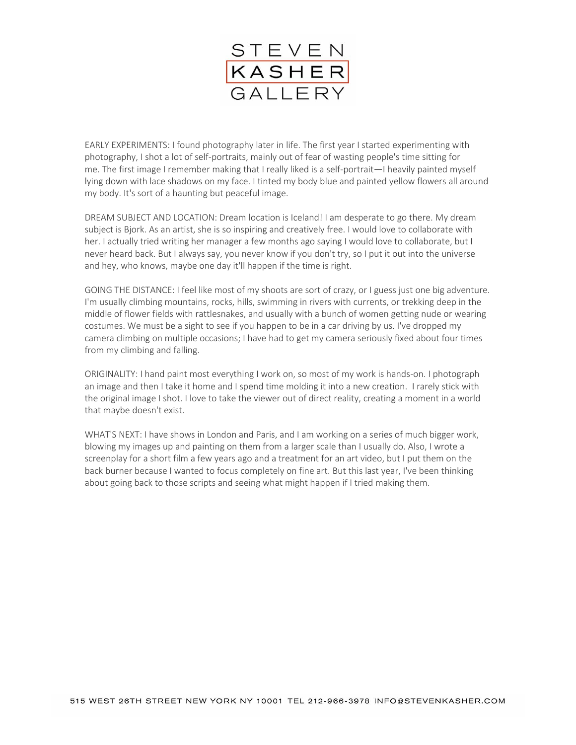EARLY EXPERIMENTS: I found photography later in life. The first year I started experimenting with photography, I shot a lot of self-portraits, mainly out of fear of wasting people's time sitting for me. The first image I remember making that I really liked is a self-portrait—I heavily painted myself lying down with lace shadows on my face. I tinted my body blue and painted yellow flowers all around my body. It's sort of a haunting but peaceful image.

DREAM SUBJECT AND LOCATION: Dream location is Iceland! I am desperate to go there. My dream subject is Bjork. As an artist, she is so inspiring and creatively free. I would love to collaborate with her. I actually tried writing her manager a few months ago saying I would love to collaborate, but I never heard back. But I always say, you never know if you don't try, so I put it out into the universe and hey, who knows, maybe one day it'll happen if the time is right.

GOING THE DISTANCE: I feel like most of my shoots are sort of crazy, or I guess just one big adventure. I'm usually climbing mountains, rocks, hills, swimming in rivers with currents, or trekking deep in the middle of flower fields with rattlesnakes, and usually with a bunch of women getting nude or wearing costumes. We must be a sight to see if you happen to be in a car driving by us. I've dropped my camera climbing on multiple occasions; I have had to get my camera seriously fixed about four times from my climbing and falling.

ORIGINALITY: I hand paint most everything I work on, so most of my work is hands-on. I photograph an image and then I take it home and I spend time molding it into a new creation. I rarely stick with the original image I shot. I love to take the viewer out of direct reality, creating a moment in a world that maybe doesn't exist.

WHAT'S NEXT: I have shows in London and Paris, and I am working on a series of much bigger work, blowing my images up and painting on them from a larger scale than I usually do. Also, I wrote a screenplay for a short film a few years ago and a treatment for an art video, but I put them on the back burner because I wanted to focus completely on fine art. But this last year, I've been thinking about going back to those scripts and seeing what might happen if I tried making them.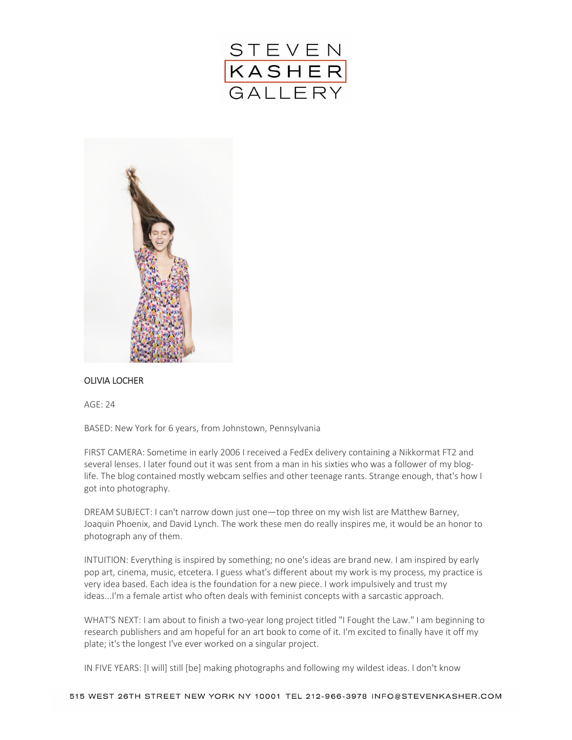OLIVIA LOCHER

AGE: 24

BASED: New York for 6 years, from Johnstown, Pennsylvania

FIRST CAMERA: Sometime in early 2006 I received a FedEx delivery containing a Nikkormat FT2 and several lenses. I later found out it was sent from a man in his sixties who was a follower of my blog-life. The blog contained mostly webcam selfies and other teenage rants. Strange enough, that's how I got into photography.

DREAM SUBJECT: I can't narrow down just one—top three on my wish list are Matthew Barney, Joaquin Phoenix, and David Lynch. The work these men do really inspires me, it would be an honor to photograph any of them.

INTUITION: Everything is inspired by something; no one's ideas are brand new. I am inspired by early pop art, cinema, music, etcetera. I guess what's different about my work is my process, my practice is very idea based. Each idea is the foundation for a new piece. I work impulsively and trust my ideas...I'm a female artist who often deals with feminist concepts with a sarcastic approach.

WHAT'S NEXT: I am about to finish a two-year long project titled "I Fought the Law." I am beginning to research publishers and am hopeful for an art book to come of it. I'm excited to finally have it off my plate; it's the longest I've ever worked on a singular project.

IN FIVE YEARS: [I will] still [be] making photographs and following my wildest ideas. I don't know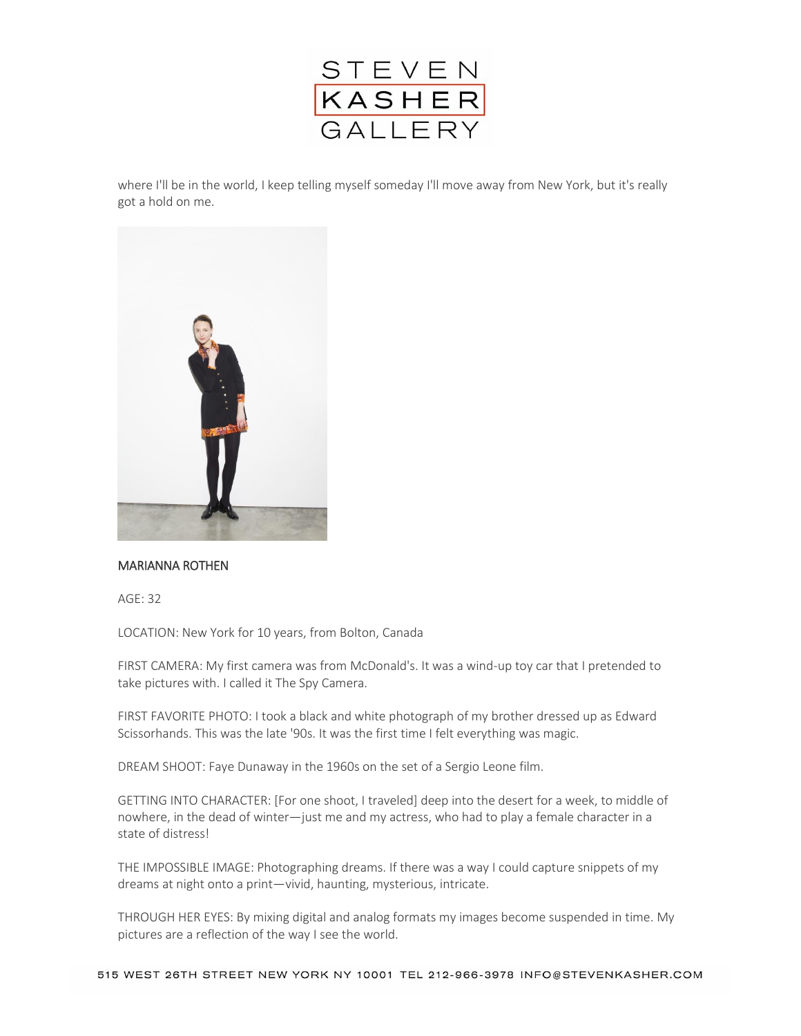where I'll be in the world, I keep telling myself someday I'll move away from New York, but it's really got a hold on me.

MARIANNA ROTHEN

AGE: 32

LOCATION: New York for 10 years, from Bolton, Canada

FIRST CAMERA: My first camera was from McDonald's. It was a wind-up toy car that I pretended to take pictures with. I called it The Spy Camera.

FIRST FAVORITE PHOTO: I took a black and white photograph of my brother dressed up as Edward Scissorhands. This was the late '90s. It was the first time I felt everything was magic.

DREAM SHOOT: Faye Dunaway in the 1960s on the set of a Sergio Leone film.

GETTING INTO CHARACTER: [For one shoot, I traveled] deep into the desert for a week, to middle of nowhere, in the dead of winter—just me and my actress, who had to play a female character in a state of distress!

THE IMPOSSIBLE IMAGE: Photographing dreams. If there was a way I could capture snippets of my dreams at night onto a print—vivid, haunting, mysterious, intricate.

THROUGH HER EYES: By mixing digital and analog formats my images become suspended in time. My pictures are a reflection of the way I see the world.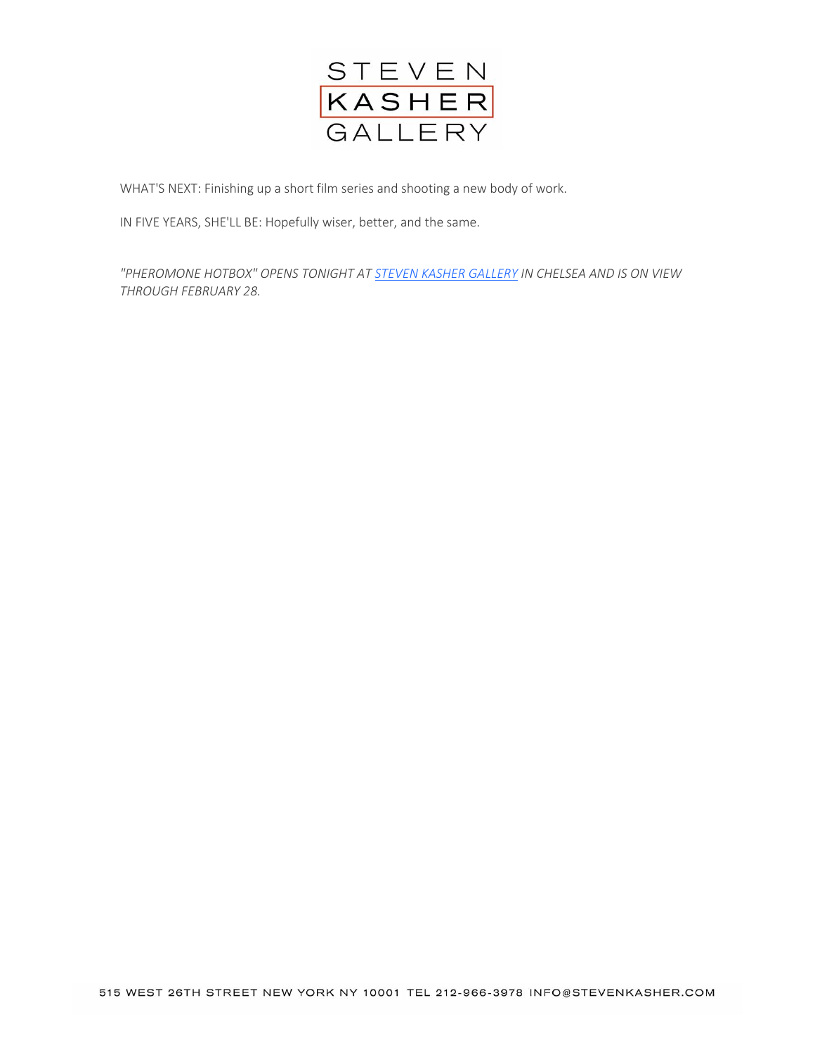WHAT'S NEXT: Finishing up a short film series and shooting a new body of work.

IN FIVE YEARS, SHE'LL BE: Hopefully wiser, better, and the same.

*"PHEROMONE HOTBOX" OPENS TONIGHT AT STEVEN KASHER GALLERY IN CHELSEA AND IS ON VIEW THROUGH FEBRUARY 28.*